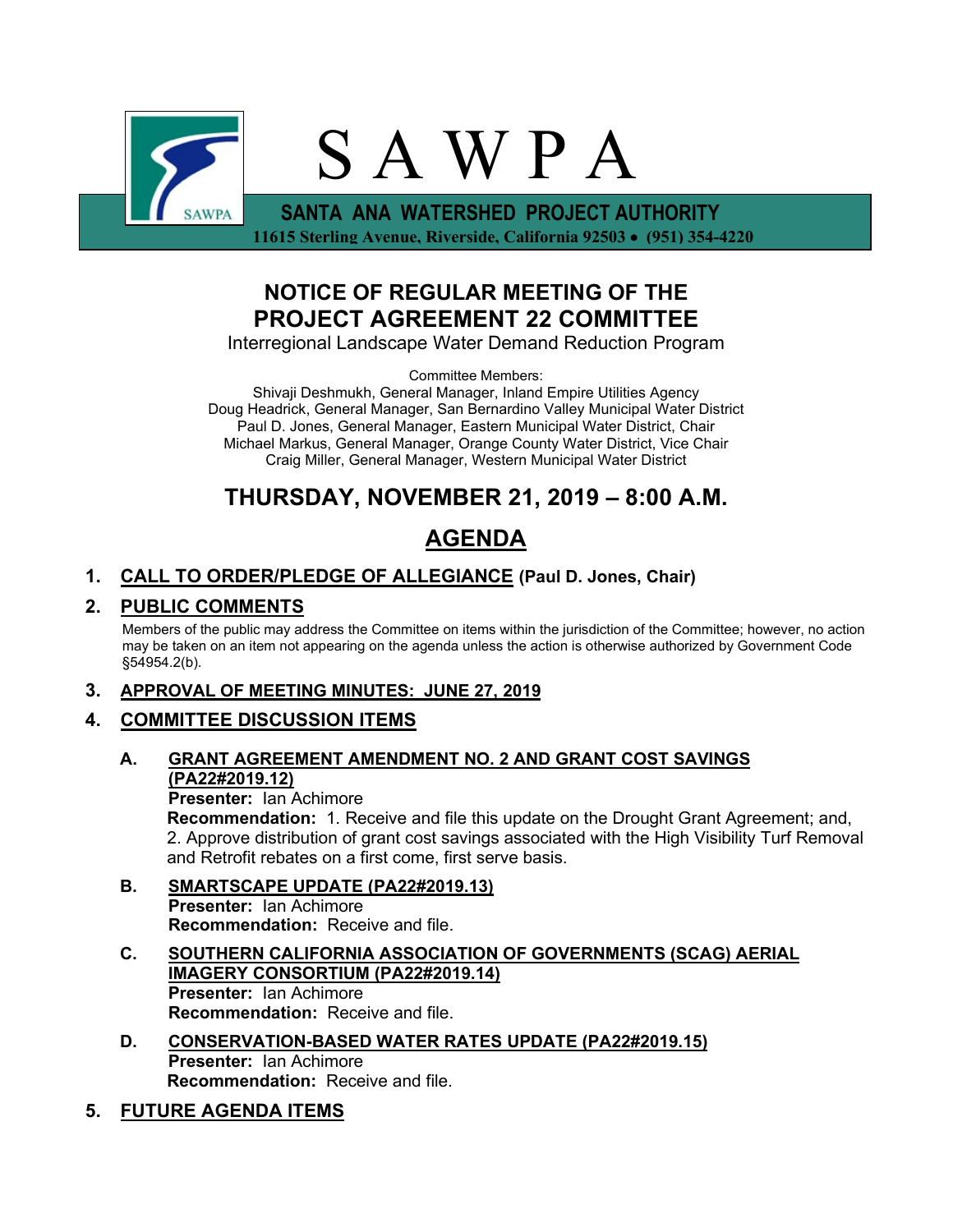# S A W P A

**SANTA ANA WATERSHED PROJECT AUTHORITY**

**11615 Sterling Avenue, Riverside, California 92503 • (951) 354-4220**

## NOTICE OF REGULAR MEETING OF THE PROJECT AGREEMENT 22 COMMITTEE

Interregional Landscape Water Demand Reduction Program

Committee Members:
Shivaji Deshmukh, General Manager, Inland Empire Utilities Agency
Doug Headrick, General Manager, San Bernardino Valley Municipal Water District
Paul D. Jones, General Manager, Eastern Municipal Water District, Chair
Michael Markus, General Manager, Orange County Water District, Vice Chair
Craig Miller, General Manager, Western Municipal Water District

## THURSDAY, NOVEMBER 21, 2019 – 8:00 A.M.

## AGENDA

1. **CALL TO ORDER/PLEDGE OF ALLEGIANCE (Paul D. Jones, Chair)**

2. **PUBLIC COMMENTS**

   Members of the public may address the Committee on items within the jurisdiction of the Committee; however, no action may be taken on an item not appearing on the agenda unless the action is otherwise authorized by Government Code §54954.2(b).

3. **APPROVAL OF MEETING MINUTES: JUNE 27, 2019**

4. **COMMITTEE DISCUSSION ITEMS**

   **A. GRANT AGREEMENT AMENDMENT NO. 2 AND GRANT COST SAVINGS (PA22#2019.12)**
   **Presenter:** Ian Achimore
   **Recommendation:** 1. Receive and file this update on the Drought Grant Agreement; and, 2. Approve distribution of grant cost savings associated with the High Visibility Turf Removal and Retrofit rebates on a first come, first serve basis.

   **B. SMARTSCAPE UPDATE (PA22#2019.13)**
   **Presenter:** Ian Achimore
   **Recommendation:** Receive and file.

   **C. SOUTHERN CALIFORNIA ASSOCIATION OF GOVERNMENTS (SCAG) AERIAL IMAGERY CONSORTIUM (PA22#2019.14)**
   **Presenter:** Ian Achimore
   **Recommendation:** Receive and file.

   **D. CONSERVATION-BASED WATER RATES UPDATE (PA22#2019.15)**
   **Presenter:** Ian Achimore
   **Recommendation:** Receive and file.

5. **FUTURE AGENDA ITEMS**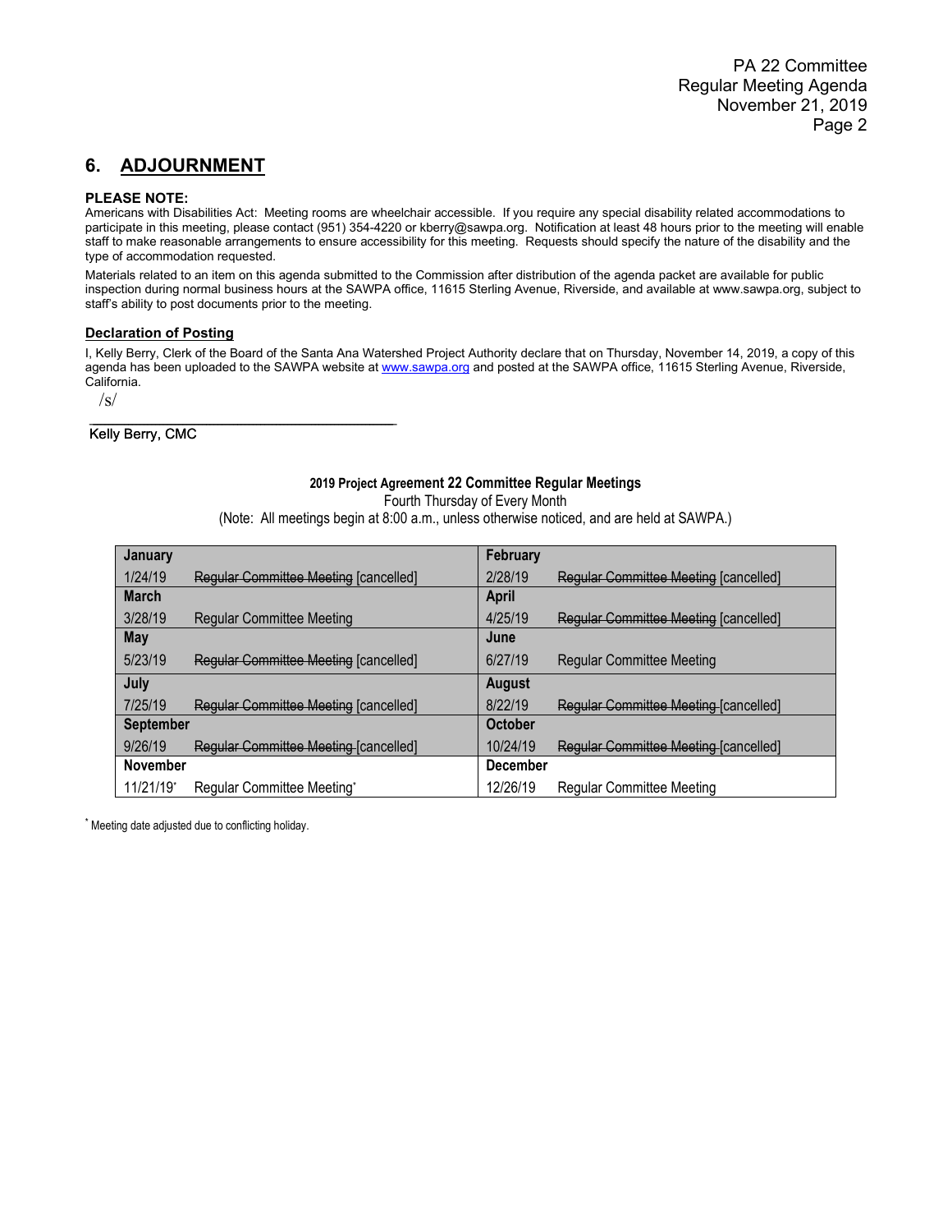## 6. ADJOURNMENT

**PLEASE NOTE:**
Americans with Disabilities Act: Meeting rooms are wheelchair accessible. If you require any special disability related accommodations to participate in this meeting, please contact (951) 354-4220 or kberry@sawpa.org. Notification at least 48 hours prior to the meeting will enable staff to make reasonable arrangements to ensure accessibility for this meeting. Requests should specify the nature of the disability and the type of accommodation requested.

Materials related to an item on this agenda submitted to the Commission after distribution of the agenda packet are available for public inspection during normal business hours at the SAWPA office, 11615 Sterling Avenue, Riverside, and available at www.sawpa.org, subject to staff's ability to post documents prior to the meeting.

**Declaration of Posting**

I, Kelly Berry, Clerk of the Board of the Santa Ana Watershed Project Authority declare that on Thursday, November 14, 2019, a copy of this agenda has been uploaded to the SAWPA website at www.sawpa.org and posted at the SAWPA office, 11615 Sterling Avenue, Riverside, California.

/s/

Kelly Berry, CMC

**2019 Project Agreement 22 Committee Regular Meetings**

Fourth Thursday of Every Month

(Note: All meetings begin at 8:00 a.m., unless otherwise noticed, and are held at SAWPA.)

| **January** | | **February** | |
|---|---|---|---|
| 1/24/19 | ~~Regular Committee Meeting~~ [cancelled] | 2/28/19 | ~~Regular Committee Meeting~~ [cancelled] |
| **March** | | **April** | |
| 3/28/19 | Regular Committee Meeting | 4/25/19 | ~~Regular Committee Meeting~~ [cancelled] |
| **May** | | **June** | |
| 5/23/19 | ~~Regular Committee Meeting~~ [cancelled] | 6/27/19 | Regular Committee Meeting |
| **July** | | **August** | |
| 7/25/19 | ~~Regular Committee Meeting~~ [cancelled] | 8/22/19 | ~~Regular Committee Meeting~~ [cancelled] |
| **September** | | **October** | |
| 9/26/19 | ~~Regular Committee Meeting~~ [cancelled] | 10/24/19 | ~~Regular Committee Meeting~~ [cancelled] |
| **November** | | **December** | |
| 11/21/19* | Regular Committee Meeting* | 12/26/19 | Regular Committee Meeting |

\* Meeting date adjusted due to conflicting holiday.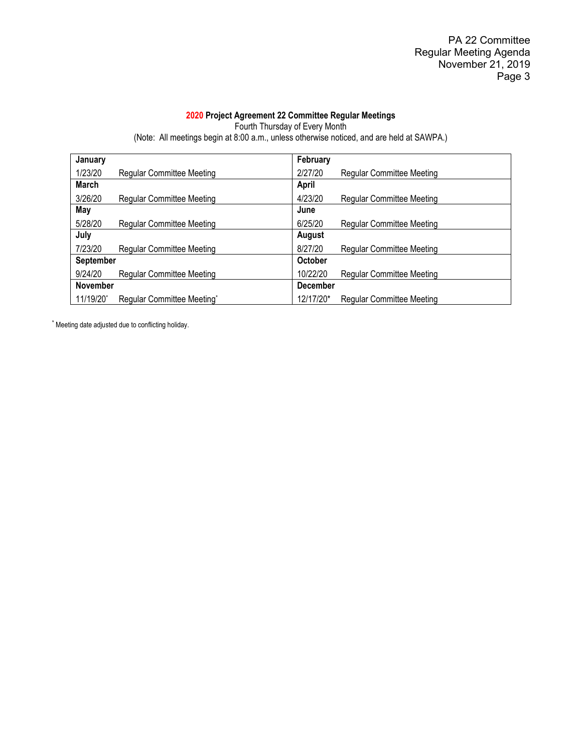**2020 Project Agreement 22 Committee Regular Meetings**

Fourth Thursday of Every Month

(Note: All meetings begin at 8:00 a.m., unless otherwise noticed, and are held at SAWPA.)

| | | | |
|---|---|---|---|
| **January** | | **February** | |
| 1/23/20 | Regular Committee Meeting | 2/27/20 | Regular Committee Meeting |
| **March** | | **April** | |
| 3/26/20 | Regular Committee Meeting | 4/23/20 | Regular Committee Meeting |
| **May** | | **June** | |
| 5/28/20 | Regular Committee Meeting | 6/25/20 | Regular Committee Meeting |
| **July** | | **August** | |
| 7/23/20 | Regular Committee Meeting | 8/27/20 | Regular Committee Meeting |
| **September** | | **October** | |
| 9/24/20 | Regular Committee Meeting | 10/22/20 | Regular Committee Meeting |
| **November** | | **December** | |
| 11/19/20* | Regular Committee Meeting* | 12/17/20* | Regular Committee Meeting |

* Meeting date adjusted due to conflicting holiday.